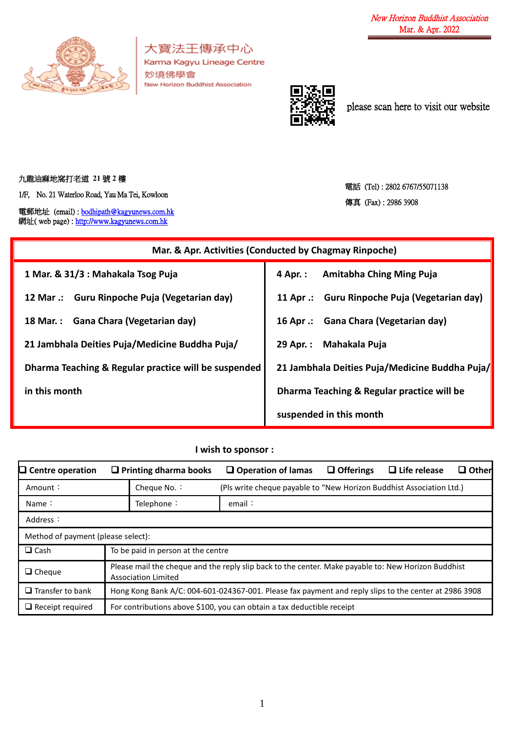*New Horizon Buddhist Association*
Mar. & Apr. 2022

大寶法王傳承中心
Karma Kagyu Lineage Centre
妙境佛學會
New Horizon Buddhist Association

please scan here to visit our website

九龍油麻地窩打老道 21 號 2 樓
1/F, No. 21 Waterloo Road, Yau Ma Tei, Kowloon
電郵地址 (email) : bodhipath@kagyunews.com.hk
網址( web page) : http://www.kagyunews.com.hk

電話 (Tel) : 2802 6767/55071138
傳真 (Fax) : 2986 3908

| Mar. & Apr. Activities (Conducted by Chagmay Rinpoche) | |
|---|---|
| **1 Mar. & 31/3 : Mahakala Tsog Puja** | **4 Apr. : Amitabha Ching Ming Puja** |
| **12 Mar .: Guru Rinpoche Puja (Vegetarian day)** | **11 Apr .: Guru Rinpoche Puja (Vegetarian day)** |
| **18 Mar. : Gana Chara (Vegetarian day)** | **16 Apr .: Gana Chara (Vegetarian day)** |
| **21 Jambhala Deities Puja/Medicine Buddha Puja/** | **29 Apr. : Mahakala Puja** |
| **Dharma Teaching & Regular practice will be suspended in this month** | **21 Jambhala Deities Puja/Medicine Buddha Puja/** |
| | **Dharma Teaching & Regular practice will be suspended in this month** |

**I wish to sponsor :**

| ❑ Centre operation | ❑ Printing dharma books | ❑ Operation of lamas | ❑ Offerings | ❑ Life release | ❑ Other |
|---|---|---|---|---|---|
| Amount： | Cheque No.： | (Pls write cheque payable to "New Horizon Buddhist Association Ltd.) | | | |
| Name： | Telephone： | email： | | | |
| Address： | | | | | |

| Method of payment (please select): | |
|---|---|
| ❑ Cash | To be paid in person at the centre |
| ❑ Cheque | Please mail the cheque and the reply slip back to the center. Make payable to: New Horizon Buddhist Association Limited |
| ❑ Transfer to bank | Hong Kong Bank A/C: 004-601-024367-001. Please fax payment and reply slips to the center at 2986 3908 |
| ❑ Receipt required | For contributions above $100, you can obtain a tax deductible receipt |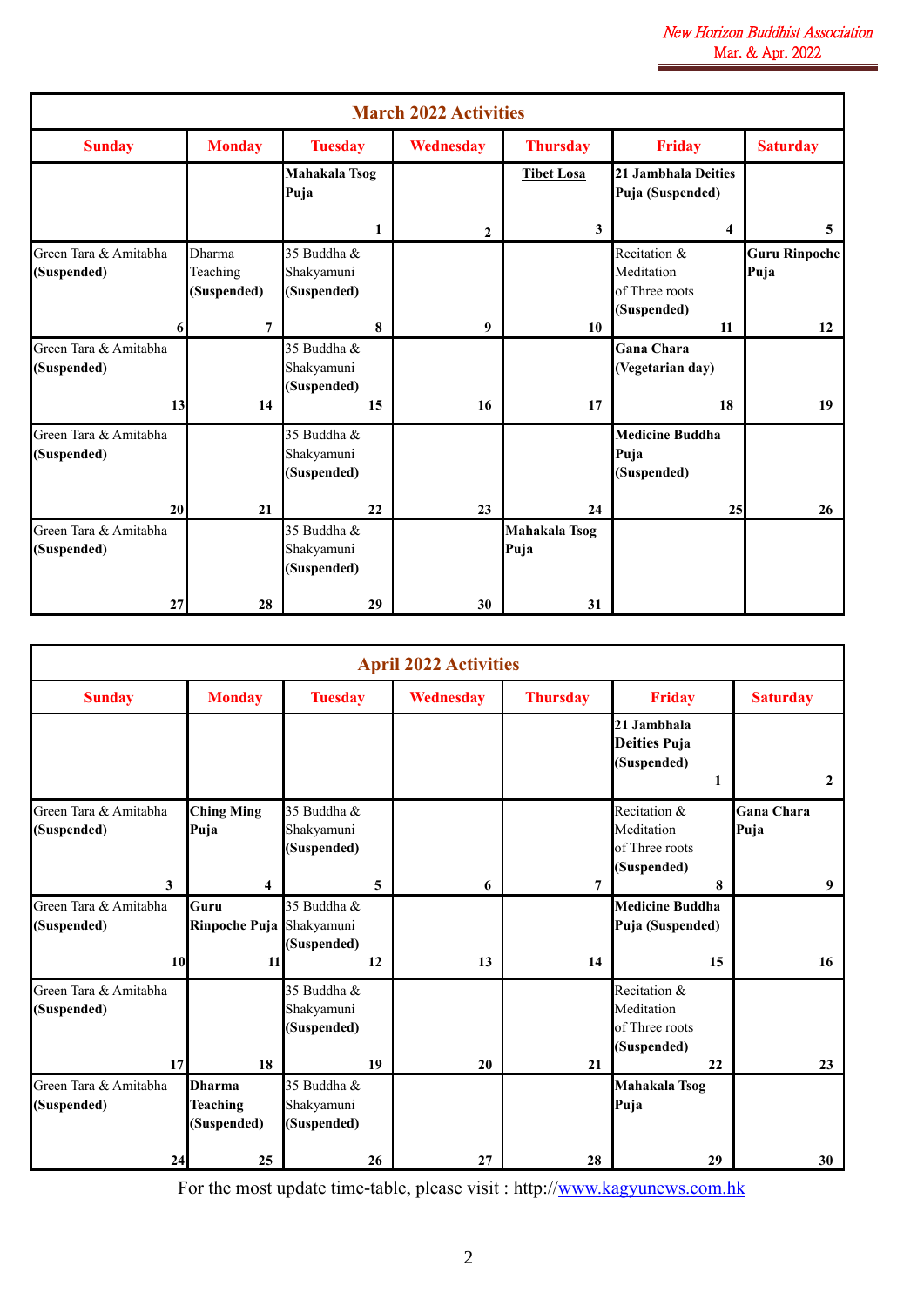## March 2022 Activities

| Sunday | Monday | Tuesday | Wednesday | Thursday | Friday | Saturday |
|---|---|---|---|---|---|---|
| | | **Mahakala Tsog Puja** 1 | 2 | **Tibet Losa** 3 | **21 Jambhala Deities Puja (Suspended)** 4 | 5 |
| Green Tara & Amitabha **(Suspended)** 6 | Dharma Teaching **(Suspended)** 7 | 35 Buddha & Shakyamuni **(Suspended)** 8 | 9 | 10 | Recitation & Meditation of Three roots **(Suspended)** 11 | **Guru Rinpoche Puja** 12 |
| Green Tara & Amitabha **(Suspended)** 13 | 14 | 35 Buddha & Shakyamuni **(Suspended)** 15 | 16 | 17 | **Gana Chara (Vegetarian day)** 18 | 19 |
| Green Tara & Amitabha **(Suspended)** 20 | 21 | 35 Buddha & Shakyamuni **(Suspended)** 22 | 23 | 24 | **Medicine Buddha Puja (Suspended)** 25 | 26 |
| Green Tara & Amitabha **(Suspended)** 27 | 28 | 35 Buddha & Shakyamuni **(Suspended)** 29 | 30 | **Mahakala Tsog Puja** 31 | | |

## April 2022 Activities

| Sunday | Monday | Tuesday | Wednesday | Thursday | Friday | Saturday |
|---|---|---|---|---|---|---|
| | | | | | **21 Jambhala Deities Puja (Suspended)** 1 | 2 |
| Green Tara & Amitabha **(Suspended)** 3 | **Ching Ming Puja** 4 | 35 Buddha & Shakyamuni **(Suspended)** 5 | 6 | 7 | Recitation & Meditation of Three roots **(Suspended)** 8 | **Gana Chara Puja** 9 |
| Green Tara & Amitabha **(Suspended)** 10 | **Guru Rinpoche Puja** 11 | 35 Buddha & Shakyamuni **(Suspended)** 12 | 13 | 14 | **Medicine Buddha Puja (Suspended)** 15 | 16 |
| Green Tara & Amitabha **(Suspended)** 17 | 18 | 35 Buddha & Shakyamuni **(Suspended)** 19 | 20 | 21 | Recitation & Meditation of Three roots **(Suspended)** 22 | 23 |
| Green Tara & Amitabha **(Suspended)** 24 | **Dharma Teaching (Suspended)** 25 | 35 Buddha & Shakyamuni **(Suspended)** 26 | 27 | 28 | **Mahakala Tsog Puja** 29 | 30 |

For the most update time-table, please visit : http://www.kagyunews.com.hk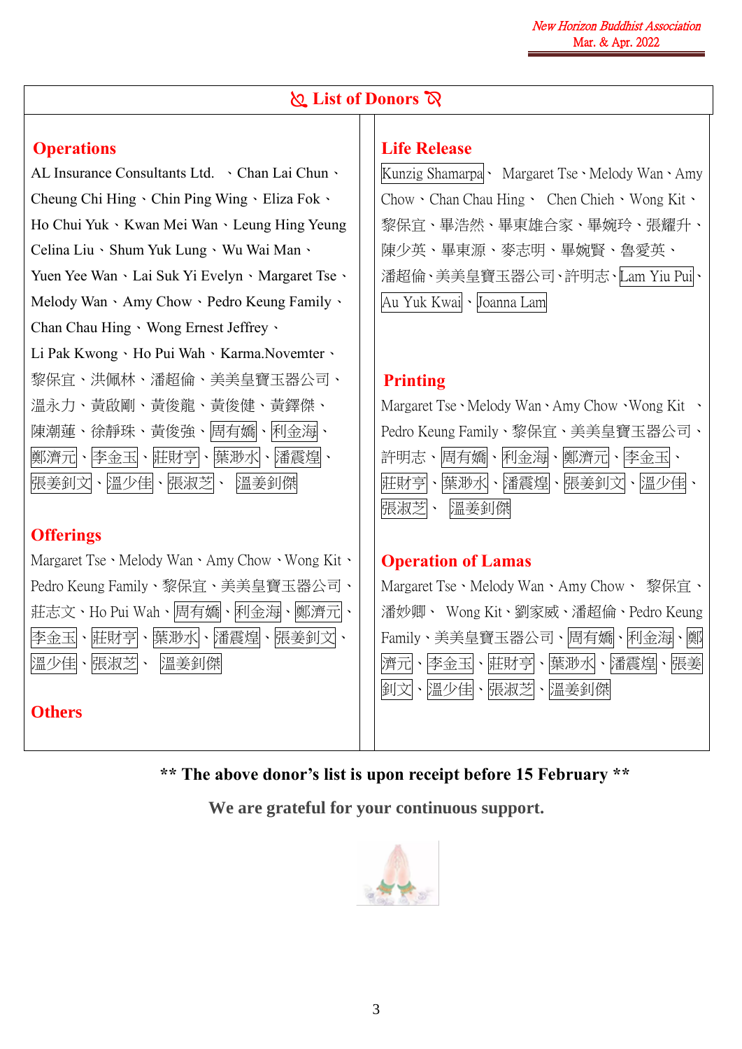## List of Donors

### Operations

AL Insurance Consultants Ltd. 、Chan Lai Chun、Cheung Chi Hing、Chin Ping Wing、Eliza Fok、Ho Chui Yuk、Kwan Mei Wan、Leung Hing Yeung Celina Liu、Shum Yuk Lung、Wu Wai Man、Yuen Yee Wan、Lai Suk Yi Evelyn、Margaret Tse、Melody Wan、Amy Chow、Pedro Keung Family、Chan Chau Hing、Wong Ernest Jeffrey、Li Pak Kwong、Ho Pui Wah、Karma.Novemter、黎保宜、洪佩林、潘超倫、美美皇寶玉器公司、溫永力、黃啟剛、黃俊龍、黃俊健、黃鐸傑、陳潮蓮、徐靜珠、黃俊強、周有嬌、利金海、鄭濟元、李金玉、莊財亨、葉渺水、潘震煌、張姜釗文、溫少佳、張淑芝、 溫姜釧傑

### Offerings

Margaret Tse、Melody Wan、Amy Chow、Wong Kit、Pedro Keung Family、黎保宜、美美皇寶玉器公司、莊志文、Ho Pui Wah、周有嬌、利金海、鄭濟元、李金玉、莊財亨、葉渺水、潘震煌、張姜釗文、溫少佳、張淑芝、 溫姜釧傑

### Others

### Life Release

Kunzig Shamarpa、 Margaret Tse、Melody Wan、Amy Chow、Chan Chau Hing、 Chen Chieh、Wong Kit、黎保宜、畢浩然、畢東雄合家、畢婉玲、張耀升、陳少英、畢東源、麥志明、畢婉賢、魯愛英、潘超倫、美美皇寶玉器公司、許明志、Lam Yiu Pui、Au Yuk Kwai、Joanna Lam

### Printing

Margaret Tse、Melody Wan、Amy Chow、Wong Kit 、Pedro Keung Family、黎保宜、美美皇寶玉器公司、許明志、周有嬌、利金海、鄭濟元、李金玉、莊財亨、葉渺水、潘震煌、張姜釗文、溫少佳、張淑芝、 溫姜釧傑

### Operation of Lamas

Margaret Tse、Melody Wan、Amy Chow、 黎保宜、潘妙卿、 Wong Kit、劉家威、潘超倫、Pedro Keung Family、美美皇寶玉器公司、周有嬌、利金海、鄭濟元、李金玉、莊財亨、葉渺水、潘震煌、張姜釗文、溫少佳、張淑芝、溫姜釧傑

**\*\* The above donor's list is upon receipt before 15 February \*\***

**We are grateful for your continuous support.**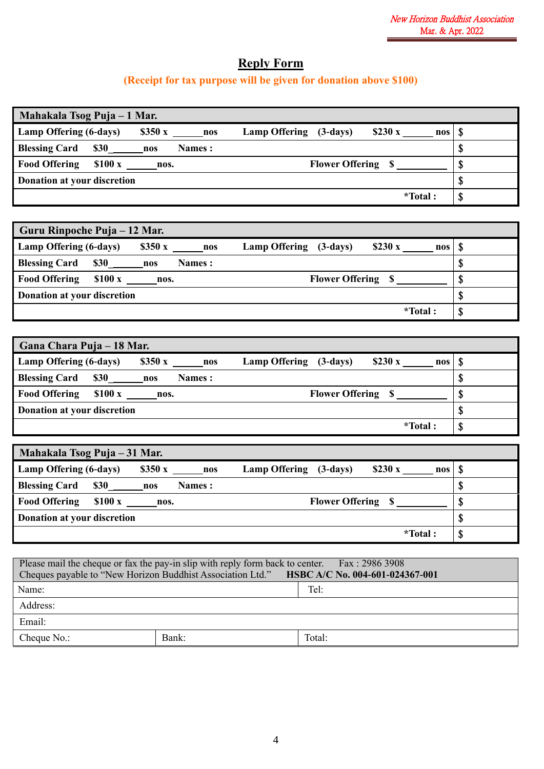# Reply Form

**(Receipt for tax purpose will be given for donation above $100)**

| **Mahakala Tsog Puja – 1 Mar.** | |
|---|---|
| **Lamp Offering (6-days) $350 x ______ nos Lamp Offering (3-days) $230 x ______ nos** | **$** |
| **Blessing Card $30______ nos Names :** | **$** |
| **Food Offering $100 x ______ nos. Flower Offering $ __________** | **$** |
| **Donation at your discretion** | **$** |
| **\*Total :** | **$** |

| **Guru Rinpoche Puja – 12 Mar.** | |
|---|---|
| **Lamp Offering (6-days) $350 x ______ nos Lamp Offering (3-days) $230 x ______ nos** | **$** |
| **Blessing Card $30______ nos Names :** | **$** |
| **Food Offering $100 x ______ nos. Flower Offering $ __________** | **$** |
| **Donation at your discretion** | **$** |
| **\*Total :** | **$** |

| **Gana Chara Puja – 18 Mar.** | |
|---|---|
| **Lamp Offering (6-days) $350 x ______ nos Lamp Offering (3-days) $230 x ______ nos** | **$** |
| **Blessing Card $30______ nos Names :** | **$** |
| **Food Offering $100 x ______ nos. Flower Offering $ __________** | **$** |
| **Donation at your discretion** | **$** |
| **\*Total :** | **$** |

| **Mahakala Tsog Puja – 31 Mar.** | |
|---|---|
| **Lamp Offering (6-days) $350 x ______ nos Lamp Offering (3-days) $230 x ______ nos** | **$** |
| **Blessing Card $30______ nos Names :** | **$** |
| **Food Offering $100 x ______ nos. Flower Offering $ __________** | **$** |
| **Donation at your discretion** | **$** |
| **\*Total :** | **$** |

Please mail the cheque or fax the pay-in slip with reply form back to center. Fax : 2986 3908
Cheques payable to "New Horizon Buddhist Association Ltd." **HSBC A/C No. 004-601-024367-001**

| Name: | | Tel: |
|---|---|---|
| Address: | | |
| Email: | | |
| Cheque No.: | Bank: | Total: |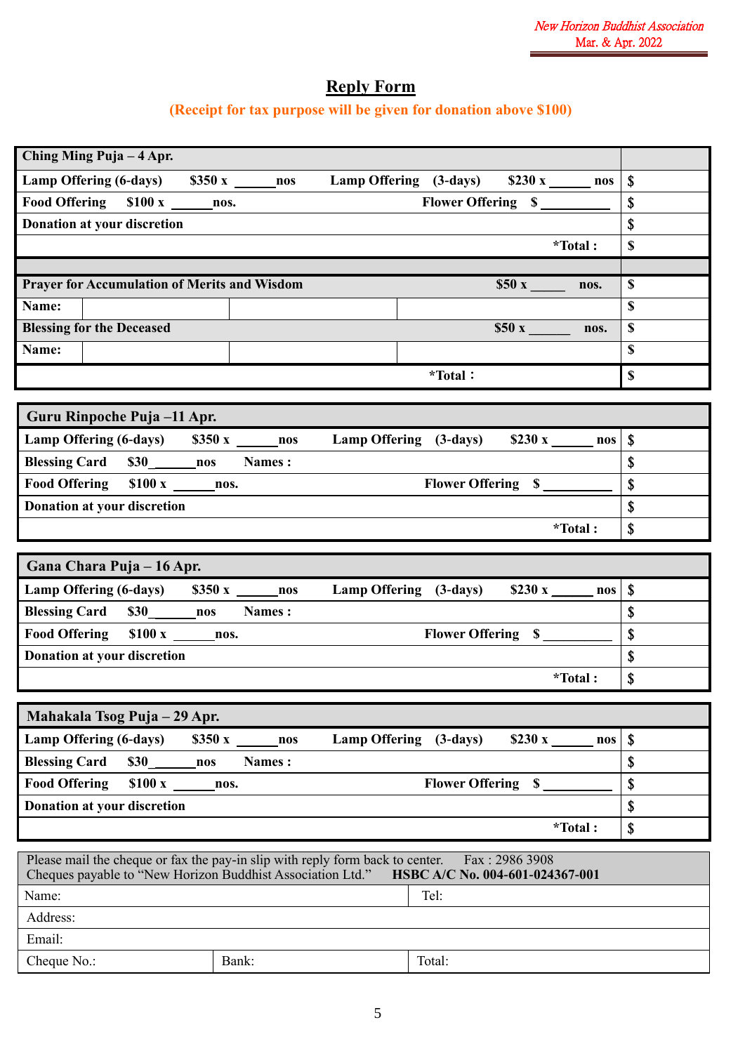New Horizon Buddhist Association
Mar. & Apr. 2022

# Reply Form

**(Receipt for tax purpose will be given for donation above $100)**

| | |
|---|---|
| **Ching Ming Puja – 4 Apr.** | |
| **Lamp Offering (6-days) $350 x ______ nos Lamp Offering (3-days) $230 x ______ nos** | **$** |
| **Food Offering $100 x ______ nos. Flower Offering $ __________** | **$** |
| **Donation at your discretion** | **$** |
| ***Total :** | **$** |
| | |
| **Prayer for Accumulation of Merits and Wisdom $50 x _____ nos.** | **$** |
| **Name:** | **$** |
| **Blessing for the Deceased $50 x ______ nos.** | **$** |
| **Name:** | **$** |
| ***Total：** | **$** |

| | |
|---|---|
| **Guru Rinpoche Puja –11 Apr.** | |
| **Lamp Offering (6-days) $350 x ______ nos Lamp Offering (3-days) $230 x ______ nos** | **$** |
| **Blessing Card $30______nos Names :** | **$** |
| **Food Offering $100 x ______ nos. Flower Offering $ __________** | **$** |
| **Donation at your discretion** | **$** |
| ***Total :** | **$** |

| | |
|---|---|
| **Gana Chara Puja – 16 Apr.** | |
| **Lamp Offering (6-days) $350 x ______ nos Lamp Offering (3-days) $230 x ______ nos** | **$** |
| **Blessing Card $30______nos Names :** | **$** |
| **Food Offering $100 x ______ nos. Flower Offering $ __________** | **$** |
| **Donation at your discretion** | **$** |
| ***Total :** | **$** |

| | |
|---|---|
| **Mahakala Tsog Puja – 29 Apr.** | |
| **Lamp Offering (6-days) $350 x ______ nos Lamp Offering (3-days) $230 x ______ nos** | **$** |
| **Blessing Card $30______nos Names :** | **$** |
| **Food Offering $100 x ______ nos. Flower Offering $ __________** | **$** |
| **Donation at your discretion** | **$** |
| ***Total :** | **$** |

Please mail the cheque or fax the pay-in slip with reply form back to center. Fax : 2986 3908
Cheques payable to "New Horizon Buddhist Association Ltd." **HSBC A/C No. 004-601-024367-001**

| | | |
|---|---|---|
| Name: | | Tel: |
| Address: | | |
| Email: | | |
| Cheque No.: | Bank: | Total: |